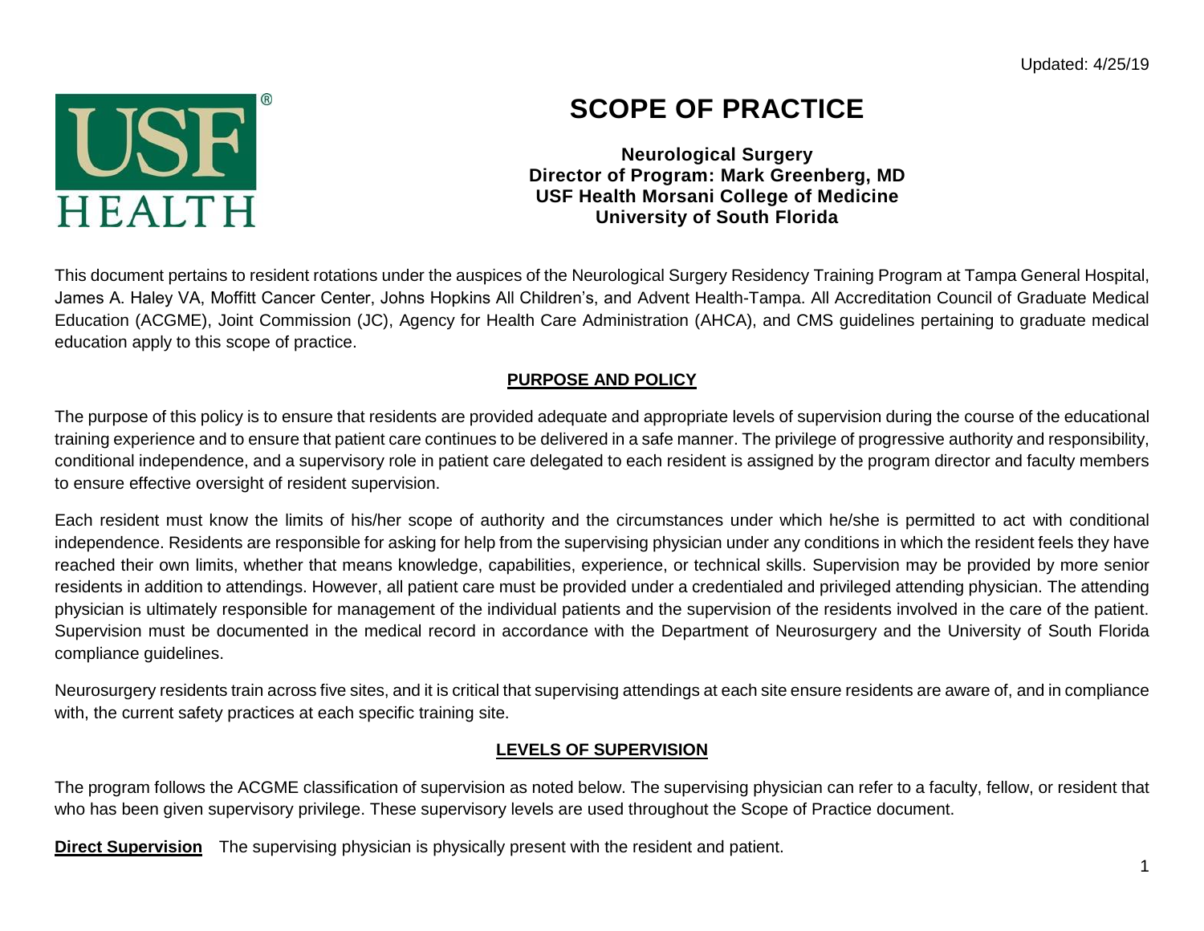Updated: 4/25/19

# SCOPE OF PRACTICE

**Neurological Surgery**
**Director of Program: Mark Greenberg, MD**
**USF Health Morsani College of Medicine**
**University of South Florida**

This document pertains to resident rotations under the auspices of the Neurological Surgery Residency Training Program at Tampa General Hospital, James A. Haley VA, Moffitt Cancer Center, Johns Hopkins All Children's, and Advent Health-Tampa. All Accreditation Council of Graduate Medical Education (ACGME), Joint Commission (JC), Agency for Health Care Administration (AHCA), and CMS guidelines pertaining to graduate medical education apply to this scope of practice.

## PURPOSE AND POLICY

The purpose of this policy is to ensure that residents are provided adequate and appropriate levels of supervision during the course of the educational training experience and to ensure that patient care continues to be delivered in a safe manner. The privilege of progressive authority and responsibility, conditional independence, and a supervisory role in patient care delegated to each resident is assigned by the program director and faculty members to ensure effective oversight of resident supervision.

Each resident must know the limits of his/her scope of authority and the circumstances under which he/she is permitted to act with conditional independence. Residents are responsible for asking for help from the supervising physician under any conditions in which the resident feels they have reached their own limits, whether that means knowledge, capabilities, experience, or technical skills. Supervision may be provided by more senior residents in addition to attendings. However, all patient care must be provided under a credentialed and privileged attending physician. The attending physician is ultimately responsible for management of the individual patients and the supervision of the residents involved in the care of the patient. Supervision must be documented in the medical record in accordance with the Department of Neurosurgery and the University of South Florida compliance guidelines.

Neurosurgery residents train across five sites, and it is critical that supervising attendings at each site ensure residents are aware of, and in compliance with, the current safety practices at each specific training site.

## LEVELS OF SUPERVISION

The program follows the ACGME classification of supervision as noted below. The supervising physician can refer to a faculty, fellow, or resident that who has been given supervisory privilege. These supervisory levels are used throughout the Scope of Practice document.

**Direct Supervision** The supervising physician is physically present with the resident and patient.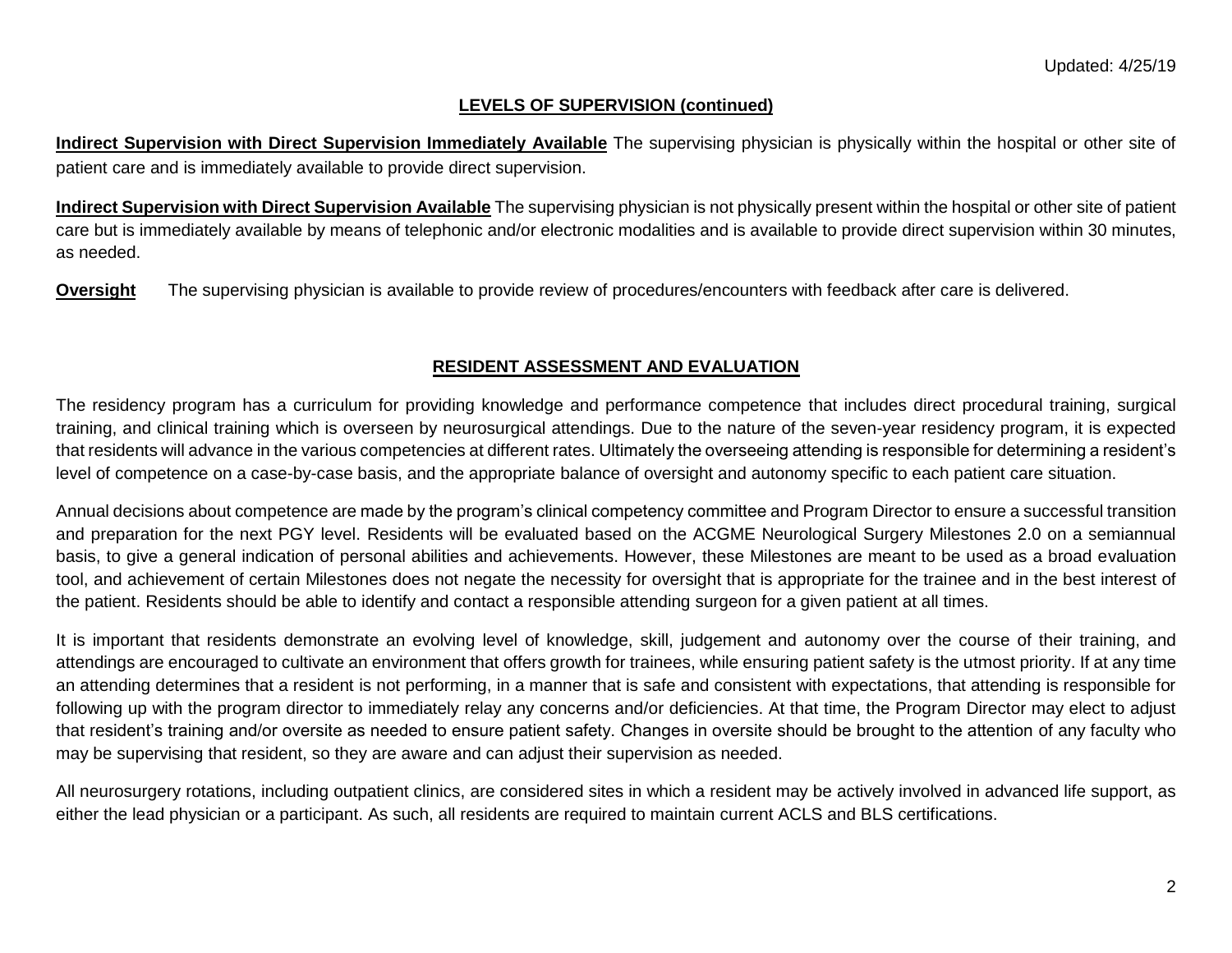Updated: 4/25/19

## LEVELS OF SUPERVISION (continued)

**Indirect Supervision with Direct Supervision Immediately Available** The supervising physician is physically within the hospital or other site of patient care and is immediately available to provide direct supervision.

**Indirect Supervision with Direct Supervision Available** The supervising physician is not physically present within the hospital or other site of patient care but is immediately available by means of telephonic and/or electronic modalities and is available to provide direct supervision within 30 minutes, as needed.

**Oversight** The supervising physician is available to provide review of procedures/encounters with feedback after care is delivered.

## RESIDENT ASSESSMENT AND EVALUATION

The residency program has a curriculum for providing knowledge and performance competence that includes direct procedural training, surgical training, and clinical training which is overseen by neurosurgical attendings. Due to the nature of the seven-year residency program, it is expected that residents will advance in the various competencies at different rates. Ultimately the overseeing attending is responsible for determining a resident's level of competence on a case-by-case basis, and the appropriate balance of oversight and autonomy specific to each patient care situation.

Annual decisions about competence are made by the program's clinical competency committee and Program Director to ensure a successful transition and preparation for the next PGY level. Residents will be evaluated based on the ACGME Neurological Surgery Milestones 2.0 on a semiannual basis, to give a general indication of personal abilities and achievements. However, these Milestones are meant to be used as a broad evaluation tool, and achievement of certain Milestones does not negate the necessity for oversight that is appropriate for the trainee and in the best interest of the patient. Residents should be able to identify and contact a responsible attending surgeon for a given patient at all times.

It is important that residents demonstrate an evolving level of knowledge, skill, judgement and autonomy over the course of their training, and attendings are encouraged to cultivate an environment that offers growth for trainees, while ensuring patient safety is the utmost priority. If at any time an attending determines that a resident is not performing, in a manner that is safe and consistent with expectations, that attending is responsible for following up with the program director to immediately relay any concerns and/or deficiencies. At that time, the Program Director may elect to adjust that resident's training and/or oversite as needed to ensure patient safety. Changes in oversite should be brought to the attention of any faculty who may be supervising that resident, so they are aware and can adjust their supervision as needed.

All neurosurgery rotations, including outpatient clinics, are considered sites in which a resident may be actively involved in advanced life support, as either the lead physician or a participant. As such, all residents are required to maintain current ACLS and BLS certifications.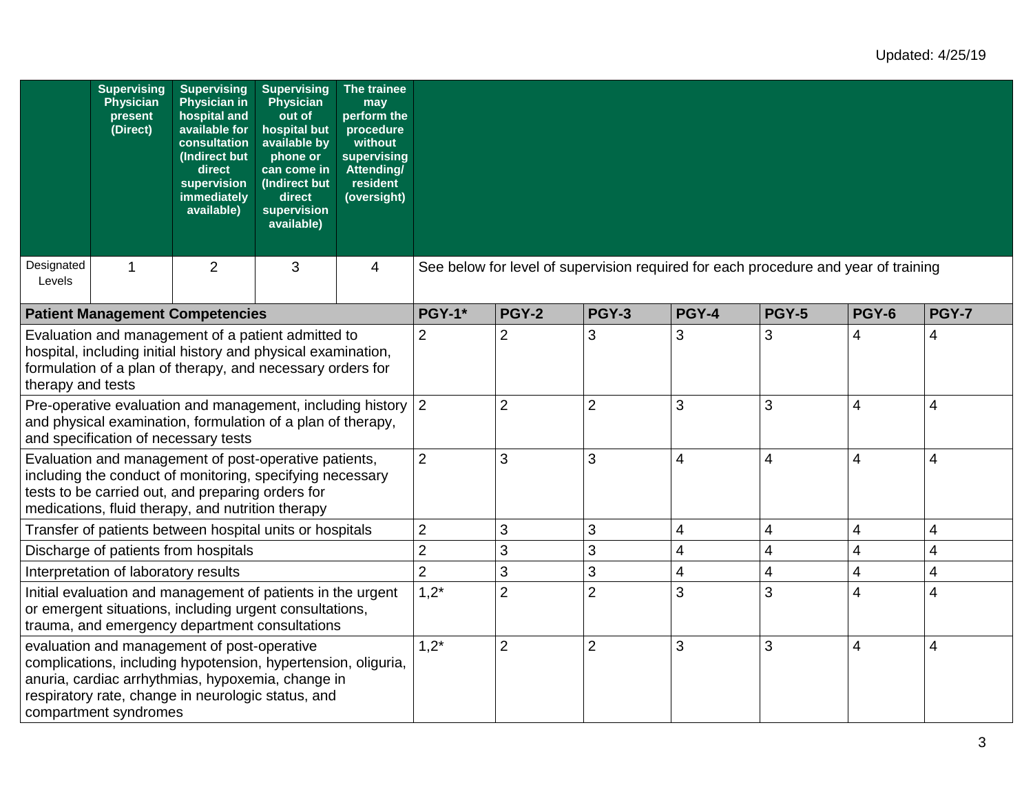Updated: 4/25/19

| | Supervising Physician present (Direct) | Supervising Physician in hospital and available for consultation (Indirect but direct supervision immediately available) | Supervising Physician out of hospital but available by phone or can come in (Indirect but direct supervision available) | The trainee may perform the procedure without supervising Attending/ resident (oversight) |
|---|---|---|---|---|
| Designated Levels | 1 | 2 | 3 | 4 |

See below for level of supervision required for each procedure and year of training

| Patient Management Competencies | PGY-1* | PGY-2 | PGY-3 | PGY-4 | PGY-5 | PGY-6 | PGY-7 |
|---|---|---|---|---|---|---|---|
| Evaluation and management of a patient admitted to hospital, including initial history and physical examination, formulation of a plan of therapy, and necessary orders for therapy and tests | 2 | 2 | 3 | 3 | 3 | 4 | 4 |
| Pre-operative evaluation and management, including history and physical examination, formulation of a plan of therapy, and specification of necessary tests | 2 | 2 | 2 | 3 | 3 | 4 | 4 |
| Evaluation and management of post-operative patients, including the conduct of monitoring, specifying necessary tests to be carried out, and preparing orders for medications, fluid therapy, and nutrition therapy | 2 | 3 | 3 | 4 | 4 | 4 | 4 |
| Transfer of patients between hospital units or hospitals | 2 | 3 | 3 | 4 | 4 | 4 | 4 |
| Discharge of patients from hospitals | 2 | 3 | 3 | 4 | 4 | 4 | 4 |
| Interpretation of laboratory results | 2 | 3 | 3 | 4 | 4 | 4 | 4 |
| Initial evaluation and management of patients in the urgent or emergent situations, including urgent consultations, trauma, and emergency department consultations | 1,2* | 2 | 2 | 3 | 3 | 4 | 4 |
| evaluation and management of post-operative complications, including hypotension, hypertension, oliguria, anuria, cardiac arrhythmias, hypoxemia, change in respiratory rate, change in neurologic status, and compartment syndromes | 1,2* | 2 | 2 | 3 | 3 | 4 | 4 |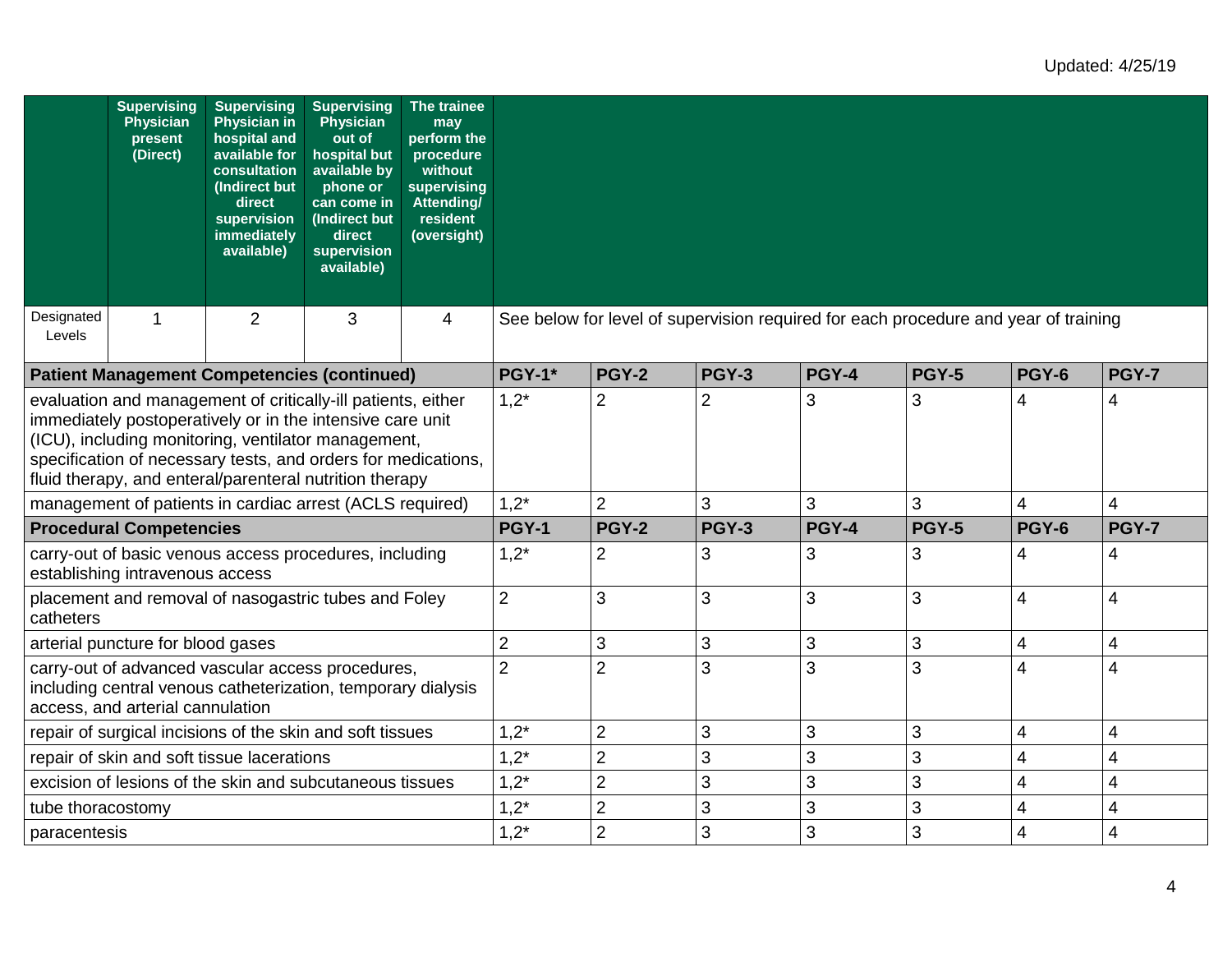Updated: 4/25/19

| | Supervising Physician present (Direct) | Supervising Physician in hospital and available for consultation (Indirect but direct supervision immediately available) | Supervising Physician out of hospital but available by phone or can come in (Indirect but direct supervision available) | The trainee may perform the procedure without supervising Attending/ resident (oversight) | | | |
|---|---|---|---|---|---|---|---|
| Designated Levels | 1 | 2 | 3 | 4 | See below for level of supervision required for each procedure and year of training | | |

| **Patient Management Competencies (continued)** | **PGY-1*** | **PGY-2** | **PGY-3** | **PGY-4** | **PGY-5** | **PGY-6** | **PGY-7** |
|---|---|---|---|---|---|---|---|
| evaluation and management of critically-ill patients, either immediately postoperatively or in the intensive care unit (ICU), including monitoring, ventilator management, specification of necessary tests, and orders for medications, fluid therapy, and enteral/parenteral nutrition therapy | 1,2* | 2 | 2 | 3 | 3 | 4 | 4 |
| management of patients in cardiac arrest (ACLS required) | 1,2* | 2 | 3 | 3 | 3 | 4 | 4 |
| **Procedural Competencies** | **PGY-1** | **PGY-2** | **PGY-3** | **PGY-4** | **PGY-5** | **PGY-6** | **PGY-7** |
| carry-out of basic venous access procedures, including establishing intravenous access | 1,2* | 2 | 3 | 3 | 3 | 4 | 4 |
| placement and removal of nasogastric tubes and Foley catheters | 2 | 3 | 3 | 3 | 3 | 4 | 4 |
| arterial puncture for blood gases | 2 | 3 | 3 | 3 | 3 | 4 | 4 |
| carry-out of advanced vascular access procedures, including central venous catheterization, temporary dialysis access, and arterial cannulation | 2 | 2 | 3 | 3 | 3 | 4 | 4 |
| repair of surgical incisions of the skin and soft tissues | 1,2* | 2 | 3 | 3 | 3 | 4 | 4 |
| repair of skin and soft tissue lacerations | 1,2* | 2 | 3 | 3 | 3 | 4 | 4 |
| excision of lesions of the skin and subcutaneous tissues | 1,2* | 2 | 3 | 3 | 3 | 4 | 4 |
| tube thoracostomy | 1,2* | 2 | 3 | 3 | 3 | 4 | 4 |
| paracentesis | 1,2* | 2 | 3 | 3 | 3 | 4 | 4 |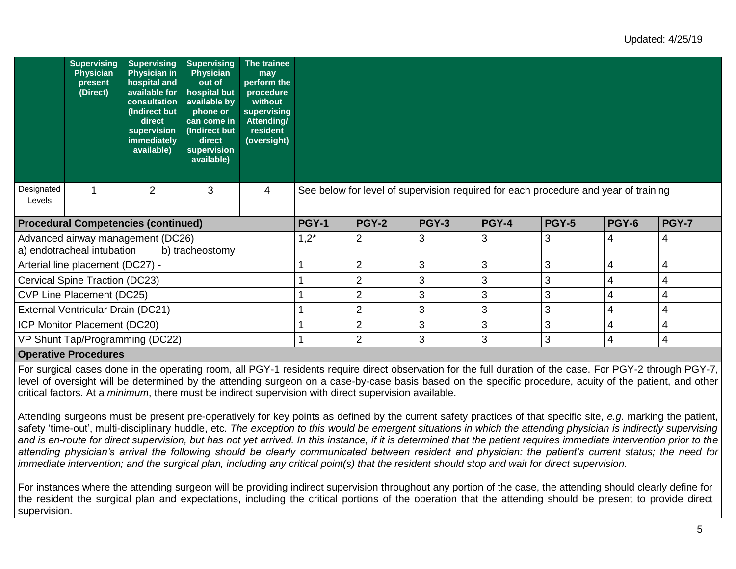Updated: 4/25/19

| | Supervising Physician present (Direct) | Supervising Physician in hospital and available for consultation (Indirect but direct supervision immediately available) | Supervising Physician out of hospital but available by phone or can come in (Indirect but direct supervision available) | The trainee may perform the procedure without supervising Attending/ resident (oversight) |
|---|---|---|---|---|
| Designated Levels | 1 | 2 | 3 | 4 |

See below for level of supervision required for each procedure and year of training

| Procedural Competencies (continued) | PGY-1 | PGY-2 | PGY-3 | PGY-4 | PGY-5 | PGY-6 | PGY-7 |
|---|---|---|---|---|---|---|---|
| Advanced airway management (DC26) a) endotracheal intubation b) tracheostomy | 1,2* | 2 | 3 | 3 | 3 | 4 | 4 |
| Arterial line placement (DC27) - | 1 | 2 | 3 | 3 | 3 | 4 | 4 |
| Cervical Spine Traction (DC23) | 1 | 2 | 3 | 3 | 3 | 4 | 4 |
| CVP Line Placement (DC25) | 1 | 2 | 3 | 3 | 3 | 4 | 4 |
| External Ventricular Drain (DC21) | 1 | 2 | 3 | 3 | 3 | 4 | 4 |
| ICP Monitor Placement (DC20) | 1 | 2 | 3 | 3 | 3 | 4 | 4 |
| VP Shunt Tap/Programming (DC22) | 1 | 2 | 3 | 3 | 3 | 4 | 4 |

**Operative Procedures**

For surgical cases done in the operating room, all PGY-1 residents require direct observation for the full duration of the case. For PGY-2 through PGY-7, level of oversight will be determined by the attending surgeon on a case-by-case basis based on the specific procedure, acuity of the patient, and other critical factors. At a *minimum*, there must be indirect supervision with direct supervision available.

Attending surgeons must be present pre-operatively for key points as defined by the current safety practices of that specific site, *e.g.* marking the patient, safety 'time-out', multi-disciplinary huddle, etc. *The exception to this would be emergent situations in which the attending physician is indirectly supervising and is en-route for direct supervision, but has not yet arrived. In this instance, if it is determined that the patient requires immediate intervention prior to the attending physician's arrival the following should be clearly communicated between resident and physician: the patient's current status; the need for immediate intervention; and the surgical plan, including any critical point(s) that the resident should stop and wait for direct supervision.*

For instances where the attending surgeon will be providing indirect supervision throughout any portion of the case, the attending should clearly define for the resident the surgical plan and expectations, including the critical portions of the operation that the attending should be present to provide direct supervision.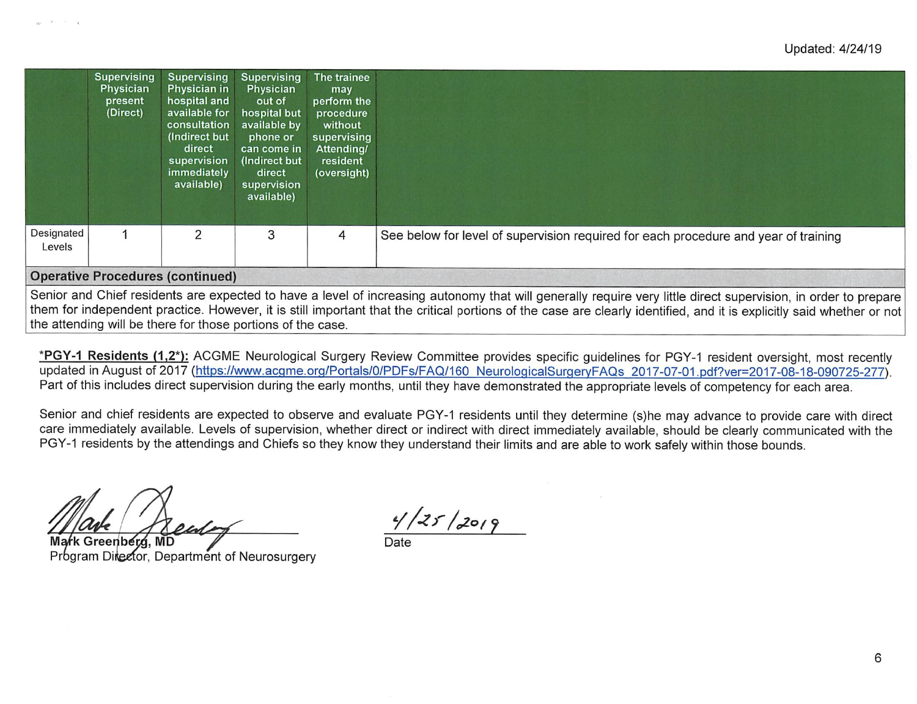Updated: 4/24/19

| | Supervising Physician present (Direct) | Supervising Physician in hospital and available for consultation (Indirect but direct supervision immediately available) | Supervising Physician out of hospital but available by phone or can come in (Indirect but direct supervision available) | The trainee may perform the procedure without supervising Attending/ resident (oversight) | |
|---|---|---|---|---|---|
| Designated Levels | 1 | 2 | 3 | 4 | See below for level of supervision required for each procedure and year of training |
| **Operative Procedures (continued)** | | | | | |
| Senior and Chief residents are expected to have a level of increasing autonomy that will generally require very little direct supervision, in order to prepare them for independent practice. However, it is still important that the critical portions of the case are clearly identified, and it is explicitly said whether or not the attending will be there for those portions of the case. | | | | | |

**\*PGY-1 Residents (1,2\*):** ACGME Neurological Surgery Review Committee provides specific guidelines for PGY-1 resident oversight, most recently updated in August of 2017 (https://www.acgme.org/Portals/0/PDFs/FAQ/160_NeurologicalSurgeryFAQs_2017-07-01.pdf?ver=2017-08-18-090725-277). Part of this includes direct supervision during the early months, until they have demonstrated the appropriate levels of competency for each area.

Senior and chief residents are expected to observe and evaluate PGY-1 residents until they determine (s)he may advance to provide care with direct care immediately available. Levels of supervision, whether direct or indirect with direct immediately available, should be clearly communicated with the PGY-1 residents by the attendings and Chiefs so they know they understand their limits and are able to work safely within those bounds.

Mark Greenberg, MD
Program Director, Department of Neurosurgery

4/25/2019
Date